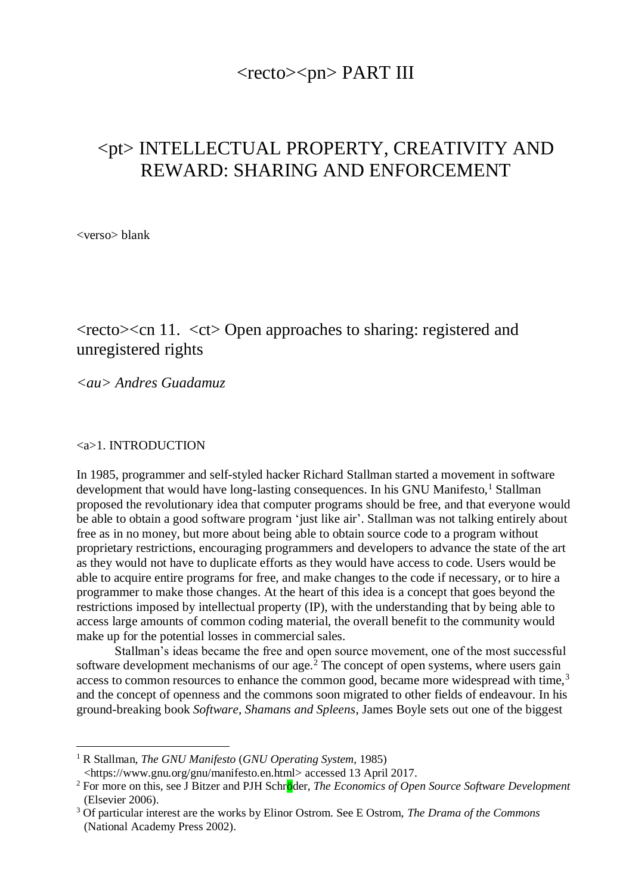<recto><pn> PART III

# <pt> INTELLECTUAL PROPERTY, CREATIVITY AND REWARD: SHARING AND ENFORCEMENT

<verso> blank

## <recto><cn 11. <ct> Open approaches to sharing: registered and unregistered rights

*<au> Andres Guadamuz*

### <a>1. INTRODUCTION

In 1985, programmer and self-styled hacker Richard Stallman started a movement in software development that would have long-lasting consequences. In his GNU Manifesto,[1] Stallman proposed the revolutionary idea that computer programs should be free, and that everyone would be able to obtain a good software program 'just like air'. Stallman was not talking entirely about free as in no money, but more about being able to obtain source code to a program without proprietary restrictions, encouraging programmers and developers to advance the state of the art as they would not have to duplicate efforts as they would have access to code. Users would be able to acquire entire programs for free, and make changes to the code if necessary, or to hire a programmer to make those changes. At the heart of this idea is a concept that goes beyond the restrictions imposed by intellectual property (IP), with the understanding that by being able to access large amounts of common coding material, the overall benefit to the community would make up for the potential losses in commercial sales.

Stallman's ideas became the free and open source movement, one of the most successful software development mechanisms of our age.[2] The concept of open systems, where users gain access to common resources to enhance the common good, became more widespread with time,[3] and the concept of openness and the commons soon migrated to other fields of endeavour. In his ground-breaking book *Software, Shamans and Spleens*, James Boyle sets out one of the biggest

---

[1] R Stallman, *The GNU Manifesto* (*GNU Operating System,* 1985) <https://www.gnu.org/gnu/manifesto.en.html> accessed 13 April 2017.

[2] For more on this, see J Bitzer and PJH Schröder, *The Economics of Open Source Software Development* (Elsevier 2006).

[3] Of particular interest are the works by Elinor Ostrom. See E Ostrom, *The Drama of the Commons* (National Academy Press 2002).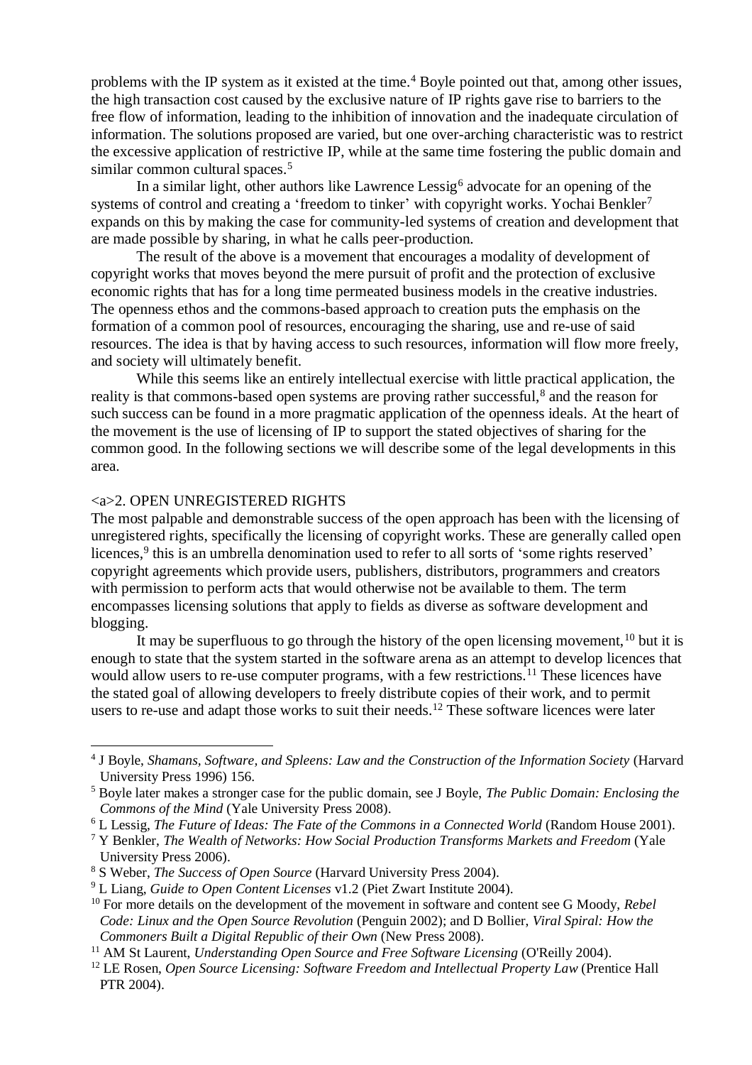problems with the IP system as it existed at the time.[4] Boyle pointed out that, among other issues, the high transaction cost caused by the exclusive nature of IP rights gave rise to barriers to the free flow of information, leading to the inhibition of innovation and the inadequate circulation of information. The solutions proposed are varied, but one over-arching characteristic was to restrict the excessive application of restrictive IP, while at the same time fostering the public domain and similar common cultural spaces.[5]

In a similar light, other authors like Lawrence Lessig[6] advocate for an opening of the systems of control and creating a 'freedom to tinker' with copyright works. Yochai Benkler[7] expands on this by making the case for community-led systems of creation and development that are made possible by sharing, in what he calls peer-production.

The result of the above is a movement that encourages a modality of development of copyright works that moves beyond the mere pursuit of profit and the protection of exclusive economic rights that has for a long time permeated business models in the creative industries. The openness ethos and the commons-based approach to creation puts the emphasis on the formation of a common pool of resources, encouraging the sharing, use and re-use of said resources. The idea is that by having access to such resources, information will flow more freely, and society will ultimately benefit.

While this seems like an entirely intellectual exercise with little practical application, the reality is that commons-based open systems are proving rather successful,[8] and the reason for such success can be found in a more pragmatic application of the openness ideals. At the heart of the movement is the use of licensing of IP to support the stated objectives of sharing for the common good. In the following sections we will describe some of the legal developments in this area.

## <a>2. OPEN UNREGISTERED RIGHTS

The most palpable and demonstrable success of the open approach has been with the licensing of unregistered rights, specifically the licensing of copyright works. These are generally called open licences,[9] this is an umbrella denomination used to refer to all sorts of 'some rights reserved' copyright agreements which provide users, publishers, distributors, programmers and creators with permission to perform acts that would otherwise not be available to them. The term encompasses licensing solutions that apply to fields as diverse as software development and blogging.

It may be superfluous to go through the history of the open licensing movement,[10] but it is enough to state that the system started in the software arena as an attempt to develop licences that would allow users to re-use computer programs, with a few restrictions.[11] These licences have the stated goal of allowing developers to freely distribute copies of their work, and to permit users to re-use and adapt those works to suit their needs.[12] These software licences were later

---

[4] J Boyle, *Shamans, Software, and Spleens: Law and the Construction of the Information Society* (Harvard University Press 1996) 156.

[5] Boyle later makes a stronger case for the public domain, see J Boyle, *The Public Domain: Enclosing the Commons of the Mind* (Yale University Press 2008).

[6] L Lessig, *The Future of Ideas: The Fate of the Commons in a Connected World* (Random House 2001).

[7] Y Benkler, *The Wealth of Networks: How Social Production Transforms Markets and Freedom* (Yale University Press 2006).

[8] S Weber, *The Success of Open Source* (Harvard University Press 2004).

[9] L Liang, *Guide to Open Content Licenses* v1.2 (Piet Zwart Institute 2004).

[10] For more details on the development of the movement in software and content see G Moody, *Rebel Code: Linux and the Open Source Revolution* (Penguin 2002); and D Bollier, *Viral Spiral: How the Commoners Built a Digital Republic of their Own* (New Press 2008).

[11] AM St Laurent, *Understanding Open Source and Free Software Licensing* (O'Reilly 2004).

[12] LE Rosen, *Open Source Licensing: Software Freedom and Intellectual Property Law* (Prentice Hall PTR 2004).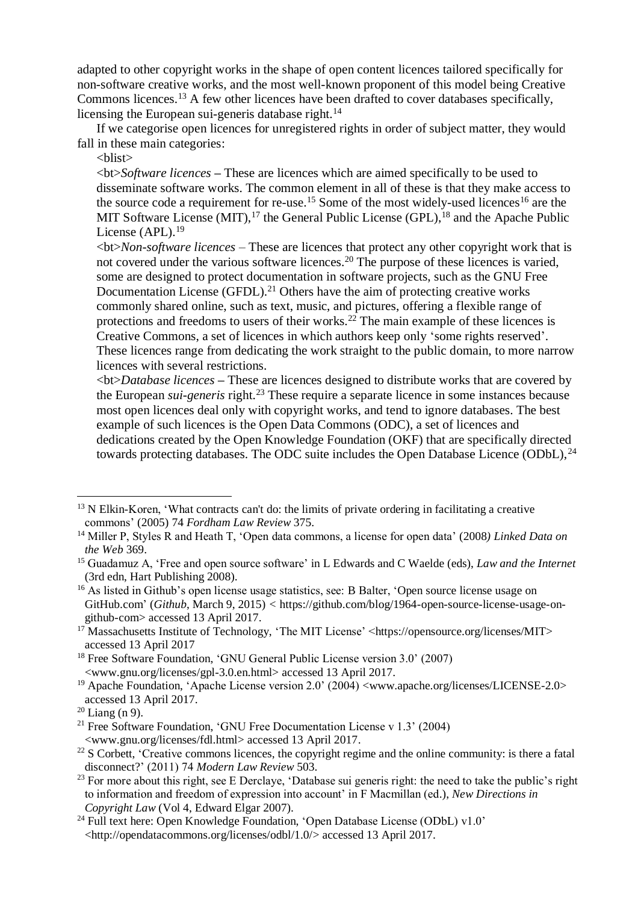adapted to other copyright works in the shape of open content licences tailored specifically for non-software creative works, and the most well-known proponent of this model being Creative Commons licences.[13] A few other licences have been drafted to cover databases specifically, licensing the European sui-generis database right.[14]

If we categorise open licences for unregistered rights in order of subject matter, they would fall in these main categories:

<blist>

<bt>*Software licences* – These are licences which are aimed specifically to be used to disseminate software works. The common element in all of these is that they make access to the source code a requirement for re-use.[15] Some of the most widely-used licences[16] are the MIT Software License (MIT),[17] the General Public License (GPL),[18] and the Apache Public License (APL).[19]

<bt>*Non-software licences* – These are licences that protect any other copyright work that is not covered under the various software licences.[20] The purpose of these licences is varied, some are designed to protect documentation in software projects, such as the GNU Free Documentation License (GFDL).[21] Others have the aim of protecting creative works commonly shared online, such as text, music, and pictures, offering a flexible range of protections and freedoms to users of their works.[22] The main example of these licences is Creative Commons, a set of licences in which authors keep only 'some rights reserved'. These licences range from dedicating the work straight to the public domain, to more narrow licences with several restrictions.

<bt>*Database licences* – These are licences designed to distribute works that are covered by the European *sui-generis* right.[23] These require a separate licence in some instances because most open licences deal only with copyright works, and tend to ignore databases. The best example of such licences is the Open Data Commons (ODC), a set of licences and dedications created by the Open Knowledge Foundation (OKF) that are specifically directed towards protecting databases. The ODC suite includes the Open Database Licence (ODbL),[24]

---

[13] N Elkin-Koren, 'What contracts can't do: the limits of private ordering in facilitating a creative commons' (2005) 74 *Fordham Law Review* 375.

[14] Miller P, Styles R and Heath T, 'Open data commons, a license for open data' (2008*) Linked Data on the Web* 369.

[15] Guadamuz A, 'Free and open source software' in L Edwards and C Waelde (eds), *Law and the Internet* (3rd edn, Hart Publishing 2008).

[16] As listed in Github's open license usage statistics, see: B Balter, 'Open source license usage on GitHub.com' (*Github*, March 9, 2015) < https://github.com/blog/1964-open-source-license-usage-on-github-com> accessed 13 April 2017.

[17] Massachusetts Institute of Technology, 'The MIT License' <https://opensource.org/licenses/MIT> accessed 13 April 2017

[18] Free Software Foundation, 'GNU General Public License version 3.0' (2007) <www.gnu.org/licenses/gpl-3.0.en.html> accessed 13 April 2017.

[19] Apache Foundation, 'Apache License version 2.0' (2004) <www.apache.org/licenses/LICENSE-2.0> accessed 13 April 2017.

[20] Liang (n 9).

[21] Free Software Foundation, 'GNU Free Documentation License v 1.3' (2004) <www.gnu.org/licenses/fdl.html> accessed 13 April 2017.

[22] S Corbett, 'Creative commons licences, the copyright regime and the online community: is there a fatal disconnect?' (2011) 74 *Modern Law Review* 503.

[23] For more about this right, see E Derclaye, 'Database sui generis right: the need to take the public's right to information and freedom of expression into account' in F Macmillan (ed.), *New Directions in Copyright Law* (Vol 4, Edward Elgar 2007).

[24] Full text here: Open Knowledge Foundation, 'Open Database License (ODbL) v1.0' <http://opendatacommons.org/licenses/odbl/1.0/> accessed 13 April 2017.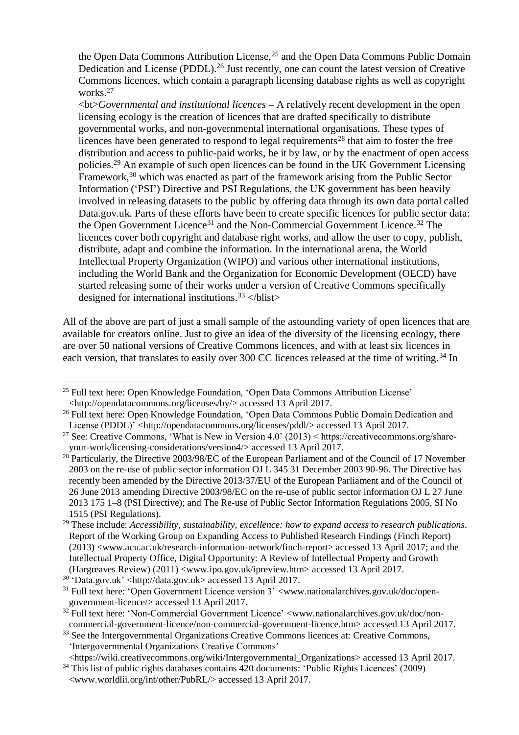the Open Data Commons Attribution License,[25] and the Open Data Commons Public Domain Dedication and License (PDDL).[26] Just recently, one can count the latest version of Creative Commons licences, which contain a paragraph licensing database rights as well as copyright works.[27]

<bt>*Governmental and institutional licences* – A relatively recent development in the open licensing ecology is the creation of licences that are drafted specifically to distribute governmental works, and non-governmental international organisations. These types of licences have been generated to respond to legal requirements[28] that aim to foster the free distribution and access to public-paid works, be it by law, or by the enactment of open access policies.[29] An example of such open licences can be found in the UK Government Licensing Framework,[30] which was enacted as part of the framework arising from the Public Sector Information ('PSI') Directive and PSI Regulations, the UK government has been heavily involved in releasing datasets to the public by offering data through its own data portal called Data.gov.uk. Parts of these efforts have been to create specific licences for public sector data: the Open Government Licence[31] and the Non-Commercial Government Licence.[32] The licences cover both copyright and database right works, and allow the user to copy, publish, distribute, adapt and combine the information. In the international arena, the World Intellectual Property Organization (WIPO) and various other international institutions, including the World Bank and the Organization for Economic Development (OECD) have started releasing some of their works under a version of Creative Commons specifically designed for international institutions.[33] </blist>

All of the above are part of just a small sample of the astounding variety of open licences that are available for creators online. Just to give an idea of the diversity of the licensing ecology, there are over 50 national versions of Creative Commons licences, and with at least six licences in each version, that translates to easily over 300 CC licences released at the time of writing.[34] In

---

[25] Full text here: Open Knowledge Foundation, 'Open Data Commons Attribution License' <http://opendatacommons.org/licenses/by/> accessed 13 April 2017.

[26] Full text here: Open Knowledge Foundation, 'Open Data Commons Public Domain Dedication and License (PDDL)' <http://opendatacommons.org/licenses/pddl/> accessed 13 April 2017.

[27] See: Creative Commons, 'What is New in Version 4.0' (2013) < https://creativecommons.org/share-your-work/licensing-considerations/version4/> accessed 13 April 2017.

[28] Particularly, the Directive 2003/98/EC of the European Parliament and of the Council of 17 November 2003 on the re-use of public sector information OJ L 345 31 December 2003 90-96. The Directive has recently been amended by the Directive 2013/37/EU of the European Parliament and of the Council of 26 June 2013 amending Directive 2003/98/EC on the re-use of public sector information OJ L 27 June 2013 175 1–8 (PSI Directive); and The Re-use of Public Sector Information Regulations 2005, SI No 1515 (PSI Regulations).

[29] These include: *Accessibility, sustainability, excellence: how to expand access to research publications*. Report of the Working Group on Expanding Access to Published Research Findings (Finch Report) (2013) <www.acu.ac.uk/research-information-network/finch-report> accessed 13 April 2017; and the Intellectual Property Office, Digital Opportunity: A Review of Intellectual Property and Growth (Hargreaves Review) (2011) <www.ipo.gov.uk/ipreview.htm> accessed 13 April 2017.

[30] 'Data.gov.uk' <http://data.gov.uk> accessed 13 April 2017.

[31] Full text here: 'Open Government Licence version 3' <www.nationalarchives.gov.uk/doc/open-government-licence/> accessed 13 April 2017.

[32] Full text here: 'Non-Commercial Government Licence' <www.nationalarchives.gov.uk/doc/non-commercial-government-licence/non-commercial-government-licence.htm> accessed 13 April 2017.

[33] See the Intergovernmental Organizations Creative Commons licences at: Creative Commons, 'Intergovernmental Organizations Creative Commons' <https://wiki.creativecommons.org/wiki/Intergovernmental_Organizations> accessed 13 April 2017.

[34] This list of public rights databases contains 420 documents: 'Public Rights Licences' (2009) <www.worldlii.org/int/other/PubRL/> accessed 13 April 2017.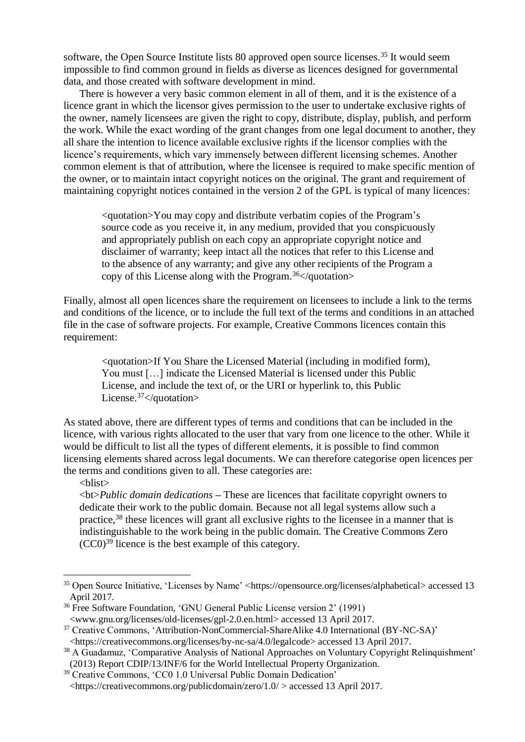software, the Open Source Institute lists 80 approved open source licenses.[35] It would seem impossible to find common ground in fields as diverse as licences designed for governmental data, and those created with software development in mind.

There is however a very basic common element in all of them, and it is the existence of a licence grant in which the licensor gives permission to the user to undertake exclusive rights of the owner, namely licensees are given the right to copy, distribute, display, publish, and perform the work. While the exact wording of the grant changes from one legal document to another, they all share the intention to licence available exclusive rights if the licensor complies with the licence's requirements, which vary immensely between different licensing schemes. Another common element is that of attribution, where the licensee is required to make specific mention of the owner, or to maintain intact copyright notices on the original. The grant and requirement of maintaining copyright notices contained in the version 2 of the GPL is typical of many licences:

> <quotation>You may copy and distribute verbatim copies of the Program's source code as you receive it, in any medium, provided that you conspicuously and appropriately publish on each copy an appropriate copyright notice and disclaimer of warranty; keep intact all the notices that refer to this License and to the absence of any warranty; and give any other recipients of the Program a copy of this License along with the Program.[36]</quotation>

Finally, almost all open licences share the requirement on licensees to include a link to the terms and conditions of the licence, or to include the full text of the terms and conditions in an attached file in the case of software projects. For example, Creative Commons licences contain this requirement:

> <quotation>If You Share the Licensed Material (including in modified form), You must […] indicate the Licensed Material is licensed under this Public License, and include the text of, or the URI or hyperlink to, this Public License.[37]</quotation>

As stated above, there are different types of terms and conditions that can be included in the licence, with various rights allocated to the user that vary from one licence to the other. While it would be difficult to list all the types of different elements, it is possible to find common licensing elements shared across legal documents. We can therefore categorise open licences per the terms and conditions given to all. These categories are:

<blist>

<bt>*Public domain dedications* – These are licences that facilitate copyright owners to dedicate their work to the public domain. Because not all legal systems allow such a practice,[38] these licences will grant all exclusive rights to the licensee in a manner that is indistinguishable to the work being in the public domain. The Creative Commons Zero (CC0)[39] licence is the best example of this category.

---

[35] Open Source Initiative, 'Licenses by Name' <https://opensource.org/licenses/alphabetical> accessed 13 April 2017.

[36] Free Software Foundation, 'GNU General Public License version 2' (1991) <www.gnu.org/licenses/old-licenses/gpl-2.0.en.html> accessed 13 April 2017.

[37] Creative Commons, 'Attribution-NonCommercial-ShareAlike 4.0 International (BY-NC-SA)' <https://creativecommons.org/licenses/by-nc-sa/4.0/legalcode> accessed 13 April 2017.

[38] A Guadamuz, 'Comparative Analysis of National Approaches on Voluntary Copyright Relinquishment' (2013) Report CDIP/13/INF/6 for the World Intellectual Property Organization.

[39] Creative Commons, 'CC0 1.0 Universal Public Domain Dedication' <https://creativecommons.org/publicdomain/zero/1.0/ > accessed 13 April 2017.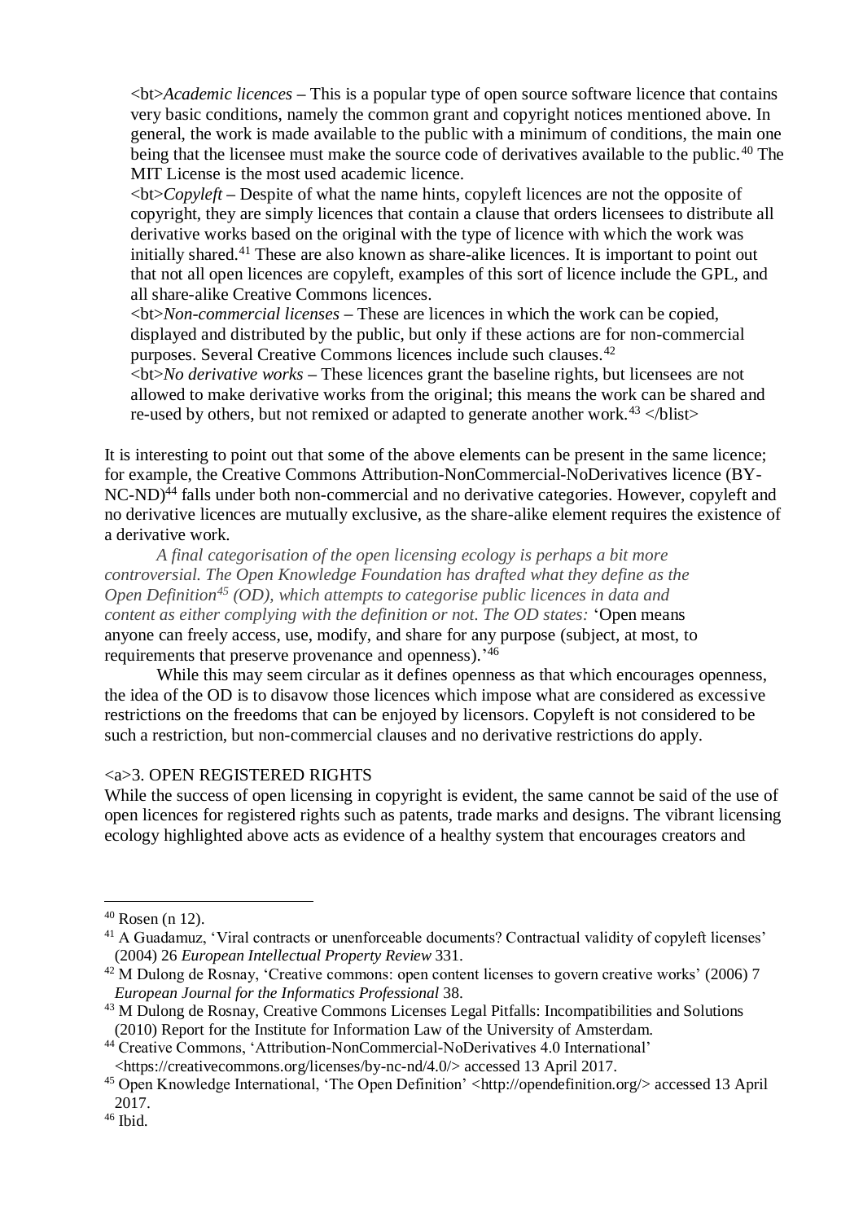<bt>*Academic licences* – This is a popular type of open source software licence that contains very basic conditions, namely the common grant and copyright notices mentioned above. In general, the work is made available to the public with a minimum of conditions, the main one being that the licensee must make the source code of derivatives available to the public.[40] The MIT License is the most used academic licence.

<bt>*Copyleft* – Despite of what the name hints, copyleft licences are not the opposite of copyright, they are simply licences that contain a clause that orders licensees to distribute all derivative works based on the original with the type of licence with which the work was initially shared.[41] These are also known as share-alike licences. It is important to point out that not all open licences are copyleft, examples of this sort of licence include the GPL, and all share-alike Creative Commons licences.

<bt>*Non-commercial licenses* – These are licences in which the work can be copied, displayed and distributed by the public, but only if these actions are for non-commercial purposes. Several Creative Commons licences include such clauses.[42]

<bt>*No derivative works* – These licences grant the baseline rights, but licensees are not allowed to make derivative works from the original; this means the work can be shared and re-used by others, but not remixed or adapted to generate another work.[43] </blist>

It is interesting to point out that some of the above elements can be present in the same licence; for example, the Creative Commons Attribution-NonCommercial-NoDerivatives licence (BY-NC-ND)[44] falls under both non-commercial and no derivative categories. However, copyleft and no derivative licences are mutually exclusive, as the share-alike element requires the existence of a derivative work.

*A final categorisation of the open licensing ecology is perhaps a bit more controversial. The Open Knowledge Foundation has drafted what they define as the Open Definition*[45] *(OD), which attempts to categorise public licences in data and content as either complying with the definition or not. The OD states:* 'Open means anyone can freely access, use, modify, and share for any purpose (subject, at most, to requirements that preserve provenance and openness).'[46]

While this may seem circular as it defines openness as that which encourages openness, the idea of the OD is to disavow those licences which impose what are considered as excessive restrictions on the freedoms that can be enjoyed by licensors. Copyleft is not considered to be such a restriction, but non-commercial clauses and no derivative restrictions do apply.

## <a>3. OPEN REGISTERED RIGHTS

While the success of open licensing in copyright is evident, the same cannot be said of the use of open licences for registered rights such as patents, trade marks and designs. The vibrant licensing ecology highlighted above acts as evidence of a healthy system that encourages creators and

---

[40] Rosen (n 12).

[41] A Guadamuz, 'Viral contracts or unenforceable documents? Contractual validity of copyleft licenses' (2004) 26 *European Intellectual Property Review* 331.

[42] M Dulong de Rosnay, 'Creative commons: open content licenses to govern creative works' (2006) 7 *European Journal for the Informatics Professional* 38.

[43] M Dulong de Rosnay, Creative Commons Licenses Legal Pitfalls: Incompatibilities and Solutions (2010) Report for the Institute for Information Law of the University of Amsterdam.

[44] Creative Commons, 'Attribution-NonCommercial-NoDerivatives 4.0 International' <https://creativecommons.org/licenses/by-nc-nd/4.0/> accessed 13 April 2017.

[45] Open Knowledge International, 'The Open Definition' <http://opendefinition.org/> accessed 13 April 2017.

[46] Ibid.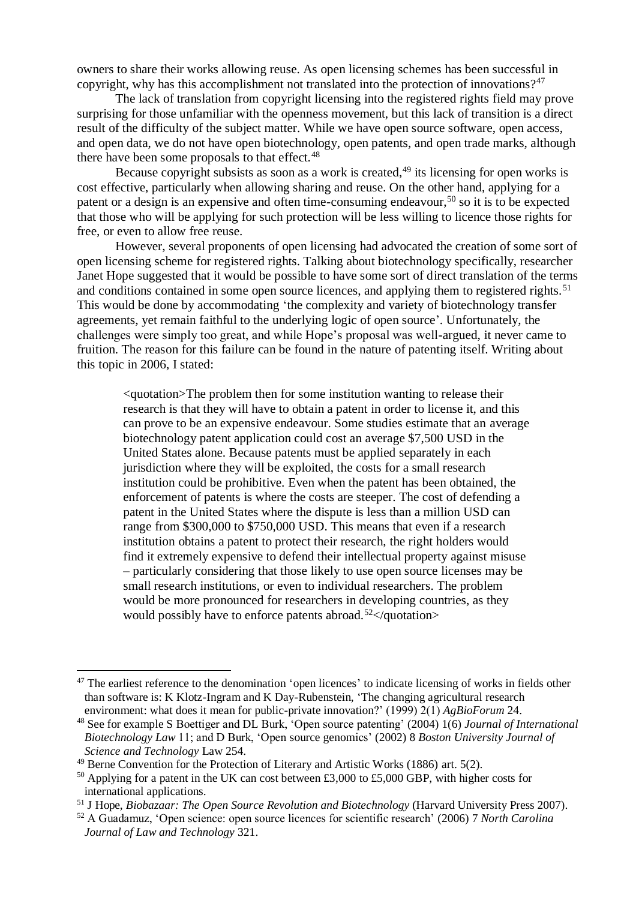owners to share their works allowing reuse. As open licensing schemes has been successful in copyright, why has this accomplishment not translated into the protection of innovations?[47]

The lack of translation from copyright licensing into the registered rights field may prove surprising for those unfamiliar with the openness movement, but this lack of transition is a direct result of the difficulty of the subject matter. While we have open source software, open access, and open data, we do not have open biotechnology, open patents, and open trade marks, although there have been some proposals to that effect.[48]

Because copyright subsists as soon as a work is created,[49] its licensing for open works is cost effective, particularly when allowing sharing and reuse. On the other hand, applying for a patent or a design is an expensive and often time-consuming endeavour,[50] so it is to be expected that those who will be applying for such protection will be less willing to licence those rights for free, or even to allow free reuse.

However, several proponents of open licensing had advocated the creation of some sort of open licensing scheme for registered rights. Talking about biotechnology specifically, researcher Janet Hope suggested that it would be possible to have some sort of direct translation of the terms and conditions contained in some open source licences, and applying them to registered rights.[51] This would be done by accommodating 'the complexity and variety of biotechnology transfer agreements, yet remain faithful to the underlying logic of open source'. Unfortunately, the challenges were simply too great, and while Hope's proposal was well-argued, it never came to fruition. The reason for this failure can be found in the nature of patenting itself. Writing about this topic in 2006, I stated:

> <quotation>The problem then for some institution wanting to release their research is that they will have to obtain a patent in order to license it, and this can prove to be an expensive endeavour. Some studies estimate that an average biotechnology patent application could cost an average $7,500 USD in the United States alone. Because patents must be applied separately in each jurisdiction where they will be exploited, the costs for a small research institution could be prohibitive. Even when the patent has been obtained, the enforcement of patents is where the costs are steeper. The cost of defending a patent in the United States where the dispute is less than a million USD can range from $300,000 to $750,000 USD. This means that even if a research institution obtains a patent to protect their research, the right holders would find it extremely expensive to defend their intellectual property against misuse – particularly considering that those likely to use open source licenses may be small research institutions, or even to individual researchers. The problem would be more pronounced for researchers in developing countries, as they would possibly have to enforce patents abroad.[52]</quotation>

---

[47] The earliest reference to the denomination 'open licences' to indicate licensing of works in fields other than software is: K Klotz-Ingram and K Day-Rubenstein, 'The changing agricultural research environment: what does it mean for public-private innovation?' (1999) 2(1) *AgBioForum* 24.

[48] See for example S Boettiger and DL Burk, 'Open source patenting' (2004) 1(6) *Journal of International Biotechnology Law* 11; and D Burk, 'Open source genomics' (2002) 8 *Boston University Journal of Science and Technology* Law 254.

[49] Berne Convention for the Protection of Literary and Artistic Works (1886) art. 5(2).

[50] Applying for a patent in the UK can cost between £3,000 to £5,000 GBP, with higher costs for international applications.

[51] J Hope, *Biobazaar: The Open Source Revolution and Biotechnology* (Harvard University Press 2007).

[52] A Guadamuz, 'Open science: open source licences for scientific research' (2006) 7 *North Carolina Journal of Law and Technology* 321.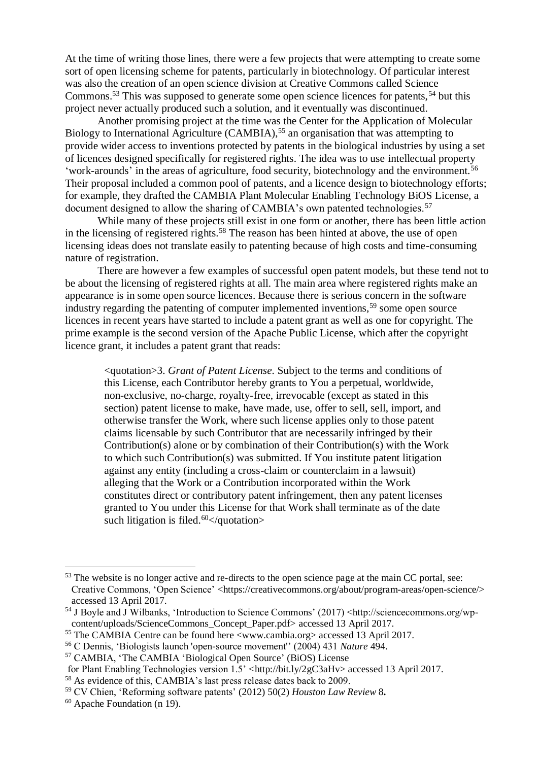At the time of writing those lines, there were a few projects that were attempting to create some sort of open licensing scheme for patents, particularly in biotechnology. Of particular interest was also the creation of an open science division at Creative Commons called Science Commons.[53] This was supposed to generate some open science licences for patents,[54] but this project never actually produced such a solution, and it eventually was discontinued.

Another promising project at the time was the Center for the Application of Molecular Biology to International Agriculture (CAMBIA),[55] an organisation that was attempting to provide wider access to inventions protected by patents in the biological industries by using a set of licences designed specifically for registered rights. The idea was to use intellectual property 'work-arounds' in the areas of agriculture, food security, biotechnology and the environment.[56] Their proposal included a common pool of patents, and a licence design to biotechnology efforts; for example, they drafted the CAMBIA Plant Molecular Enabling Technology BiOS License, a document designed to allow the sharing of CAMBIA's own patented technologies.[57]

While many of these projects still exist in one form or another, there has been little action in the licensing of registered rights.[58] The reason has been hinted at above, the use of open licensing ideas does not translate easily to patenting because of high costs and time-consuming nature of registration.

There are however a few examples of successful open patent models, but these tend not to be about the licensing of registered rights at all. The main area where registered rights make an appearance is in some open source licences. Because there is serious concern in the software industry regarding the patenting of computer implemented inventions,[59] some open source licences in recent years have started to include a patent grant as well as one for copyright. The prime example is the second version of the Apache Public License, which after the copyright licence grant, it includes a patent grant that reads:

> <quotation>3. *Grant of Patent License*. Subject to the terms and conditions of this License, each Contributor hereby grants to You a perpetual, worldwide, non-exclusive, no-charge, royalty-free, irrevocable (except as stated in this section) patent license to make, have made, use, offer to sell, sell, import, and otherwise transfer the Work, where such license applies only to those patent claims licensable by such Contributor that are necessarily infringed by their Contribution(s) alone or by combination of their Contribution(s) with the Work to which such Contribution(s) was submitted. If You institute patent litigation against any entity (including a cross-claim or counterclaim in a lawsuit) alleging that the Work or a Contribution incorporated within the Work constitutes direct or contributory patent infringement, then any patent licenses granted to You under this License for that Work shall terminate as of the date such litigation is filed.[60]</quotation>

---

[53] The website is no longer active and re-directs to the open science page at the main CC portal, see: Creative Commons, 'Open Science' <https://creativecommons.org/about/program-areas/open-science/> accessed 13 April 2017.

[54] J Boyle and J Wilbanks, 'Introduction to Science Commons' (2017) <http://sciencecommons.org/wp-content/uploads/ScienceCommons_Concept_Paper.pdf> accessed 13 April 2017.

[55] The CAMBIA Centre can be found here <www.cambia.org> accessed 13 April 2017.

[56] C Dennis, 'Biologists launch 'open-source movement'' (2004) 431 *Nature* 494.

[57] CAMBIA, 'The CAMBIA 'Biological Open Source' (BiOS) License for Plant Enabling Technologies version 1.5' <http://bit.ly/2gC3aHv> accessed 13 April 2017.

[58] As evidence of this, CAMBIA's last press release dates back to 2009.

[59] CV Chien, 'Reforming software patents' (2012) 50(2) *Houston Law Review* 8**.**

[60] Apache Foundation (n 19).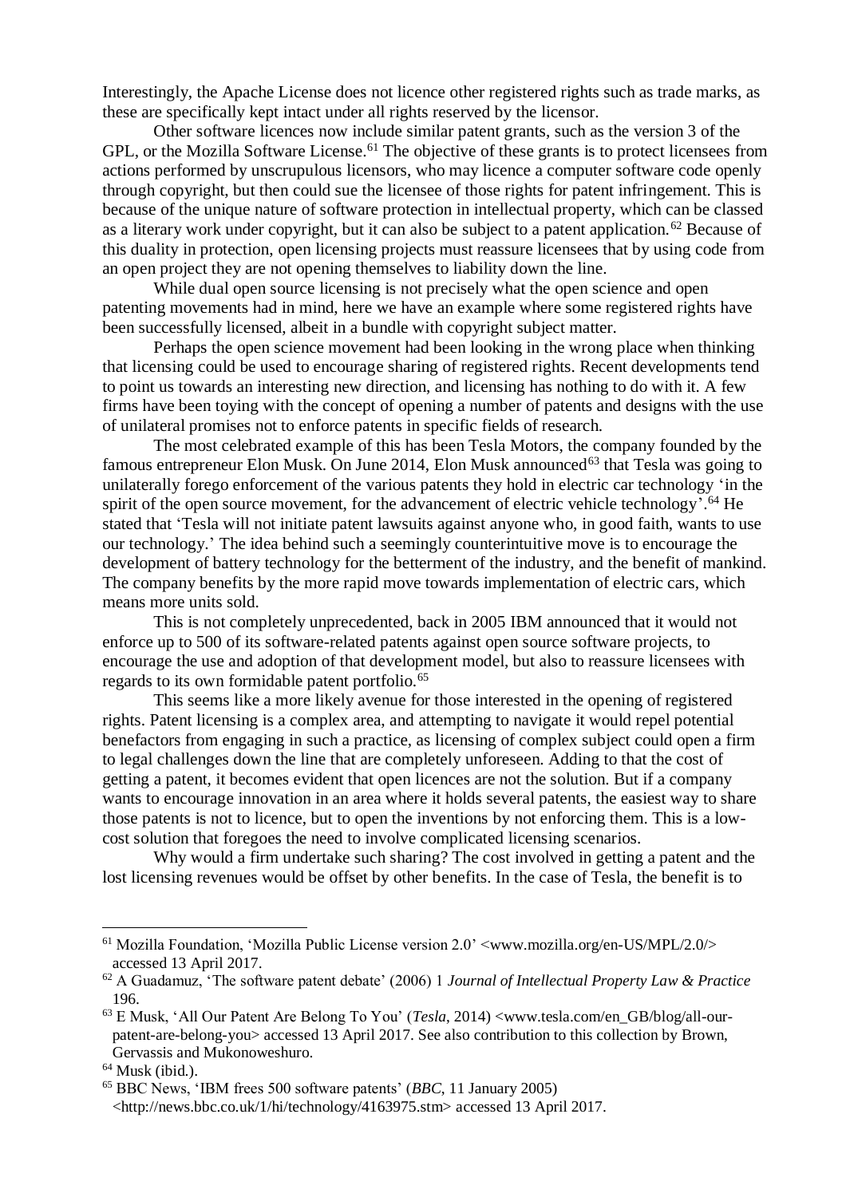Interestingly, the Apache License does not licence other registered rights such as trade marks, as these are specifically kept intact under all rights reserved by the licensor.

Other software licences now include similar patent grants, such as the version 3 of the GPL, or the Mozilla Software License.[61] The objective of these grants is to protect licensees from actions performed by unscrupulous licensors, who may licence a computer software code openly through copyright, but then could sue the licensee of those rights for patent infringement. This is because of the unique nature of software protection in intellectual property, which can be classed as a literary work under copyright, but it can also be subject to a patent application.[62] Because of this duality in protection, open licensing projects must reassure licensees that by using code from an open project they are not opening themselves to liability down the line.

While dual open source licensing is not precisely what the open science and open patenting movements had in mind, here we have an example where some registered rights have been successfully licensed, albeit in a bundle with copyright subject matter.

Perhaps the open science movement had been looking in the wrong place when thinking that licensing could be used to encourage sharing of registered rights. Recent developments tend to point us towards an interesting new direction, and licensing has nothing to do with it. A few firms have been toying with the concept of opening a number of patents and designs with the use of unilateral promises not to enforce patents in specific fields of research.

The most celebrated example of this has been Tesla Motors, the company founded by the famous entrepreneur Elon Musk. On June 2014, Elon Musk announced[63] that Tesla was going to unilaterally forego enforcement of the various patents they hold in electric car technology 'in the spirit of the open source movement, for the advancement of electric vehicle technology'.[64] He stated that 'Tesla will not initiate patent lawsuits against anyone who, in good faith, wants to use our technology.' The idea behind such a seemingly counterintuitive move is to encourage the development of battery technology for the betterment of the industry, and the benefit of mankind. The company benefits by the more rapid move towards implementation of electric cars, which means more units sold.

This is not completely unprecedented, back in 2005 IBM announced that it would not enforce up to 500 of its software-related patents against open source software projects, to encourage the use and adoption of that development model, but also to reassure licensees with regards to its own formidable patent portfolio.[65]

This seems like a more likely avenue for those interested in the opening of registered rights. Patent licensing is a complex area, and attempting to navigate it would repel potential benefactors from engaging in such a practice, as licensing of complex subject could open a firm to legal challenges down the line that are completely unforeseen. Adding to that the cost of getting a patent, it becomes evident that open licences are not the solution. But if a company wants to encourage innovation in an area where it holds several patents, the easiest way to share those patents is not to licence, but to open the inventions by not enforcing them. This is a low-cost solution that foregoes the need to involve complicated licensing scenarios.

Why would a firm undertake such sharing? The cost involved in getting a patent and the lost licensing revenues would be offset by other benefits. In the case of Tesla, the benefit is to

---

[61] Mozilla Foundation, 'Mozilla Public License version 2.0' <www.mozilla.org/en-US/MPL/2.0/> accessed 13 April 2017.

[62] A Guadamuz, 'The software patent debate' (2006) 1 *Journal of Intellectual Property Law & Practice* 196.

[63] E Musk, 'All Our Patent Are Belong To You' (*Tesla*, 2014) <www.tesla.com/en_GB/blog/all-our-patent-are-belong-you> accessed 13 April 2017. See also contribution to this collection by Brown, Gervassis and Mukonoweshuro.

[64] Musk (ibid.).

[65] BBC News, 'IBM frees 500 software patents' (*BBC*, 11 January 2005) <http://news.bbc.co.uk/1/hi/technology/4163975.stm> accessed 13 April 2017.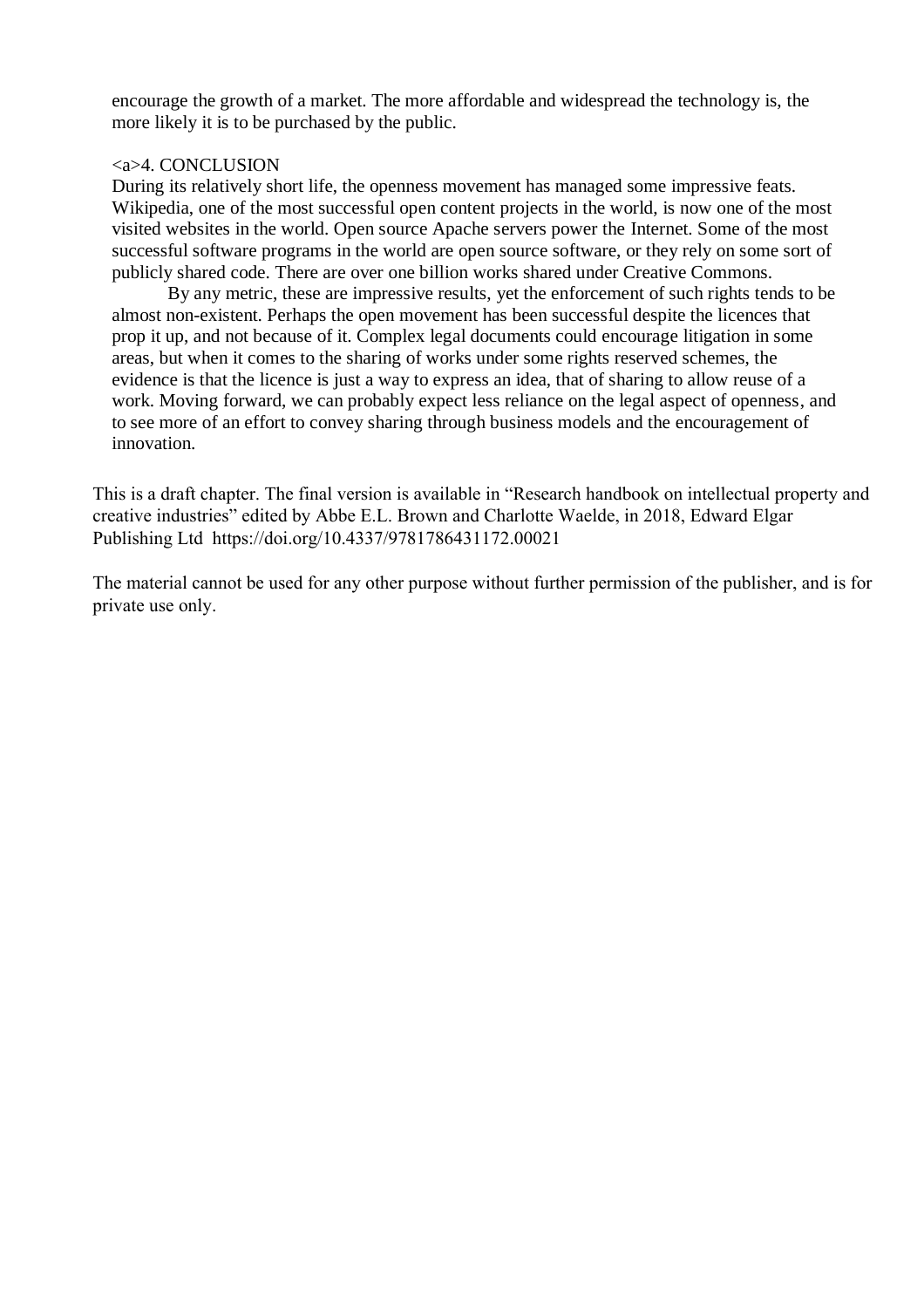encourage the growth of a market. The more affordable and widespread the technology is, the more likely it is to be purchased by the public.

## <a>4. CONCLUSION

During its relatively short life, the openness movement has managed some impressive feats. Wikipedia, one of the most successful open content projects in the world, is now one of the most visited websites in the world. Open source Apache servers power the Internet. Some of the most successful software programs in the world are open source software, or they rely on some sort of publicly shared code. There are over one billion works shared under Creative Commons.

By any metric, these are impressive results, yet the enforcement of such rights tends to be almost non-existent. Perhaps the open movement has been successful despite the licences that prop it up, and not because of it. Complex legal documents could encourage litigation in some areas, but when it comes to the sharing of works under some rights reserved schemes, the evidence is that the licence is just a way to express an idea, that of sharing to allow reuse of a work. Moving forward, we can probably expect less reliance on the legal aspect of openness, and to see more of an effort to convey sharing through business models and the encouragement of innovation.

This is a draft chapter. The final version is available in "Research handbook on intellectual property and creative industries" edited by Abbe E.L. Brown and Charlotte Waelde, in 2018, Edward Elgar Publishing Ltd https://doi.org/10.4337/9781786431172.00021

The material cannot be used for any other purpose without further permission of the publisher, and is for private use only.